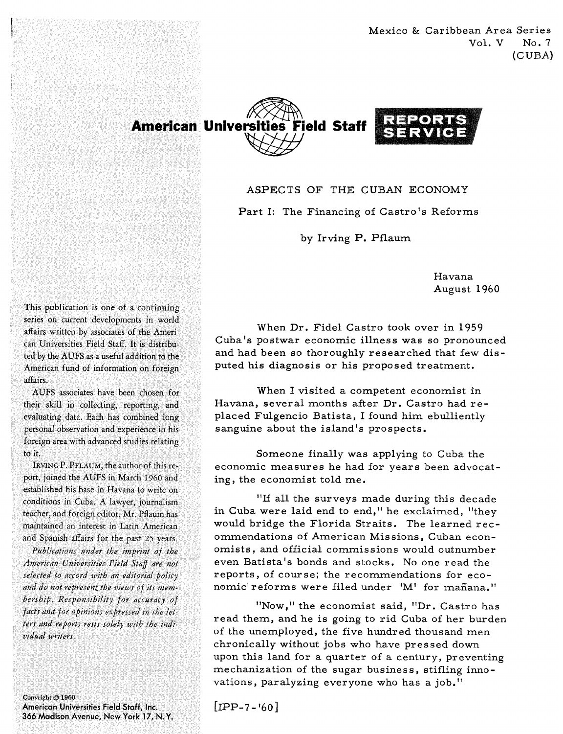Mexico & Caribbean Area Series
Vol. V No. 7
(CUBA)

**American Universities Field Staff** REPORTS SERVICE

# ASPECTS OF THE CUBAN ECONOMY

## Part I: The Financing of Castro's Reforms

by Irving P. Pflaum

Havana
August 1960

This publication is one of a continuing series on current developments in world affairs written by associates of the American Universities Field Staff. It is distributed by the AUFS as a useful addition to the American fund of information on foreign affairs.

AUFS associates have been chosen for their skill in collecting, reporting, and evaluating data. Each has combined long personal observation and experience in his foreign area with advanced studies relating to it.

IRVING P. PFLAUM, the author of this report, joined the AUFS in March 1960 and established his base in Havana to write on conditions in Cuba. A lawyer, journalism teacher, and foreign editor, Mr. Pflaum has maintained an interest in Latin American and Spanish affairs for the past 25 years.

*Publications under the imprint of the American Universities Field Staff are not selected to accord with an editorial policy and do not represent the views of its membership. Responsibility for accuracy of facts and for opinions expressed in the letters and reports rests solely with the individual writers.*

Copyright © 1960
American Universities Field Staff, Inc.
366 Madison Avenue, New York 17, N. Y.

When Dr. Fidel Castro took over in 1959 Cuba's postwar economic illness was so pronounced and had been so thoroughly researched that few disputed his diagnosis or his proposed treatment.

When I visited a competent economist in Havana, several months after Dr. Castro had replaced Fulgencio Batista, I found him ebulliently sanguine about the island's prospects.

Someone finally was applying to Cuba the economic measures he had for years been advocating, the economist told me.

"If all the surveys made during this decade in Cuba were laid end to end," he exclaimed, "they would bridge the Florida Straits. The learned recommendations of American Missions, Cuban economists, and official commissions would outnumber even Batista's bonds and stocks. No one read the reports, of course; the recommendations for economic reforms were filed under 'M' for mañana."

"Now," the economist said, "Dr. Castro has read them, and he is going to rid Cuba of her burden of the unemployed, the five hundred thousand men chronically without jobs who have pressed down upon this land for a quarter of a century, preventing mechanization of the sugar business, stifling innovations, paralyzing everyone who has a job."

[IPP-7-'60]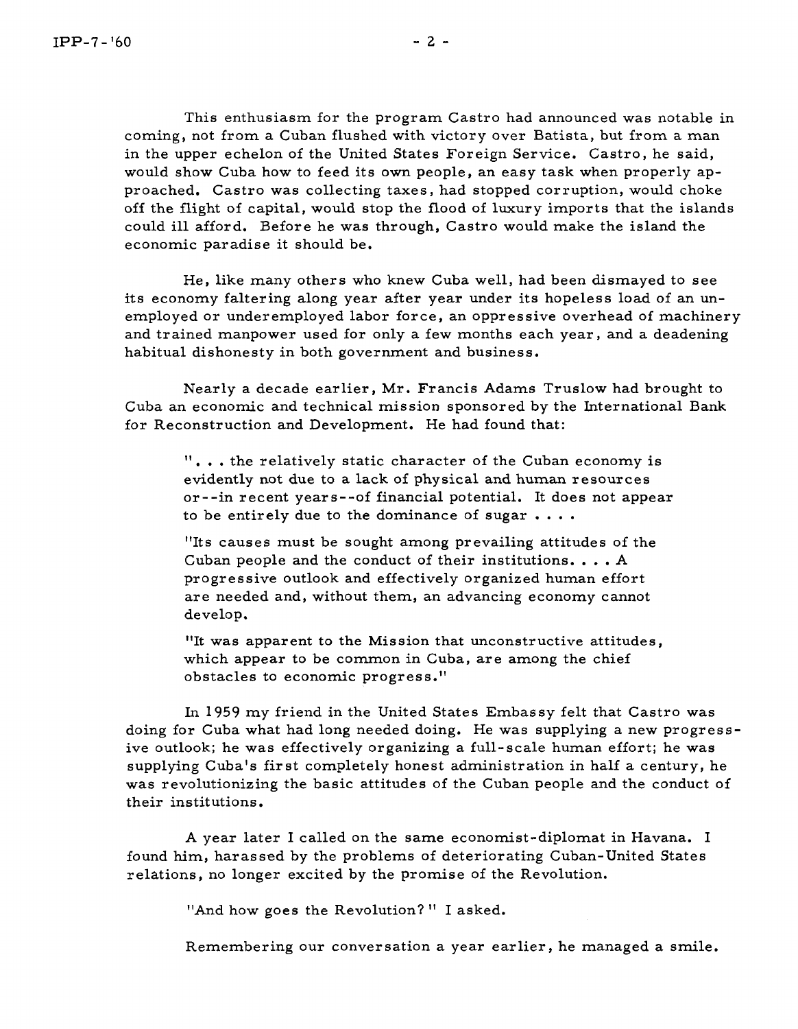This enthusiasm for the program Castro had announced was notable in coming, not from a Cuban flushed with victory over Batista, but from a man in the upper echelon of the United States Foreign Service. Castro, he said, would show Cuba how to feed its own people, an easy task when properly approached. Castro was collecting taxes, had stopped corruption, would choke off the flight of capital, would stop the flood of luxury imports that the islands could ill afford. Before he was through, Castro would make the island the economic paradise it should be.

He, like many others who knew Cuba well, had been dismayed to see its economy faltering along year after year under its hopeless load of an unemployed or underemployed labor force, an oppressive overhead of machinery and trained manpower used for only a few months each year, and a deadening habitual dishonesty in both government and business.

Nearly a decade earlier, Mr. Francis Adams Truslow had brought to Cuba an economic and technical mission sponsored by the International Bank for Reconstruction and Development. He had found that:

> ". . . the relatively static character of the Cuban economy is evidently not due to a lack of physical and human resources or--in recent years--of financial potential. It does not appear to be entirely due to the dominance of sugar . . . .
>
> "Its causes must be sought among prevailing attitudes of the Cuban people and the conduct of their institutions. . . . A progressive outlook and effectively organized human effort are needed and, without them, an advancing economy cannot develop.
>
> "It was apparent to the Mission that unconstructive attitudes, which appear to be common in Cuba, are among the chief obstacles to economic progress."

In 1959 my friend in the United States Embassy felt that Castro was doing for Cuba what had long needed doing. He was supplying a new progressive outlook; he was effectively organizing a full-scale human effort; he was supplying Cuba's first completely honest administration in half a century, he was revolutionizing the basic attitudes of the Cuban people and the conduct of their institutions.

A year later I called on the same economist-diplomat in Havana. I found him, harassed by the problems of deteriorating Cuban-United States relations, no longer excited by the promise of the Revolution.

"And how goes the Revolution?" I asked.

Remembering our conversation a year earlier, he managed a smile.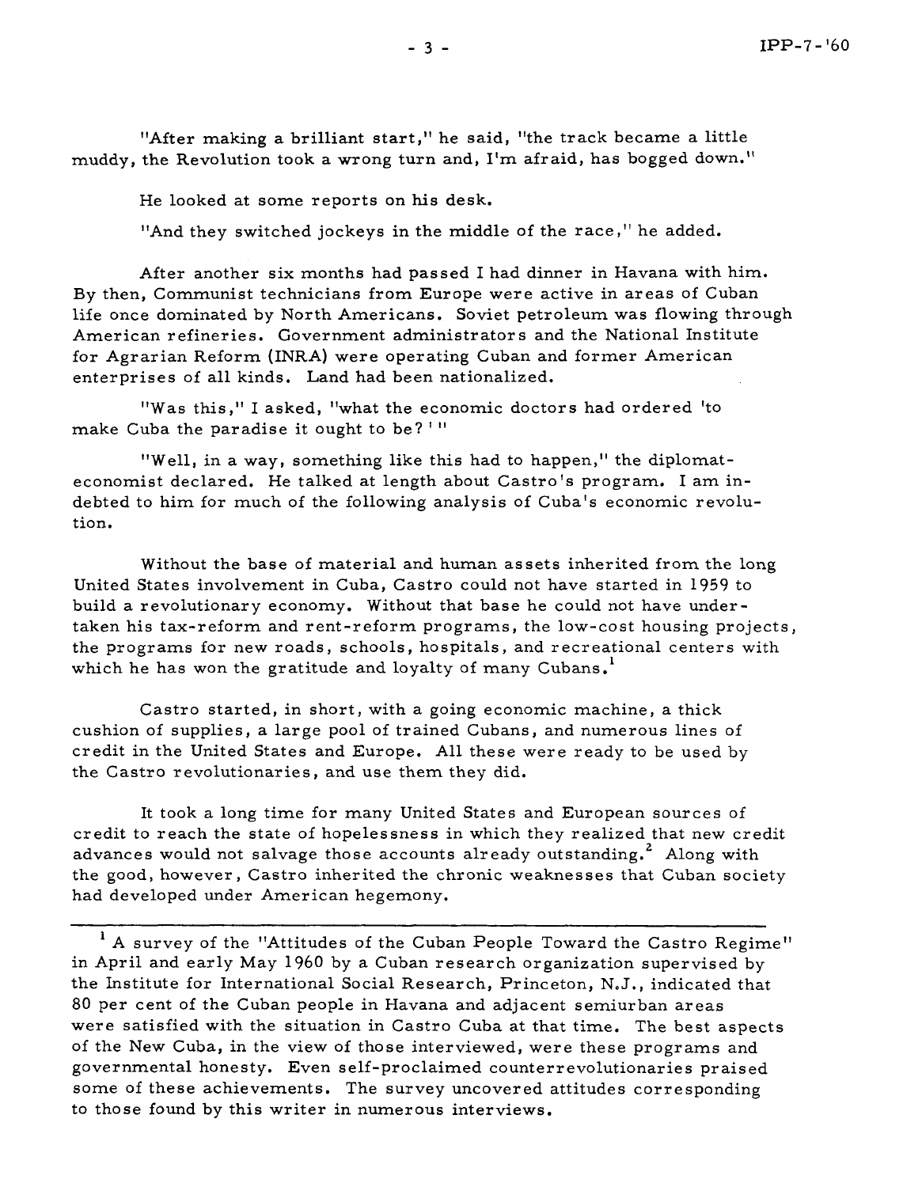"After making a brilliant start," he said, "the track became a little muddy, the Revolution took a wrong turn and, I'm afraid, has bogged down."

He looked at some reports on his desk.

"And they switched jockeys in the middle of the race," he added.

After another six months had passed I had dinner in Havana with him. By then, Communist technicians from Europe were active in areas of Cuban life once dominated by North Americans. Soviet petroleum was flowing through American refineries. Government administrators and the National Institute for Agrarian Reform (INRA) were operating Cuban and former American enterprises of all kinds. Land had been nationalized.

"Was this," I asked, "what the economic doctors had ordered 'to make Cuba the paradise it ought to be?'"

"Well, in a way, something like this had to happen," the diplomat-economist declared. He talked at length about Castro's program. I am indebted to him for much of the following analysis of Cuba's economic revolution.

Without the base of material and human assets inherited from the long United States involvement in Cuba, Castro could not have started in 1959 to build a revolutionary economy. Without that base he could not have undertaken his tax-reform and rent-reform programs, the low-cost housing projects, the programs for new roads, schools, hospitals, and recreational centers with which he has won the gratitude and loyalty of many Cubans.[1]

Castro started, in short, with a going economic machine, a thick cushion of supplies, a large pool of trained Cubans, and numerous lines of credit in the United States and Europe. All these were ready to be used by the Castro revolutionaries, and use them they did.

It took a long time for many United States and European sources of credit to reach the state of hopelessness in which they realized that new credit advances would not salvage those accounts already outstanding.[2] Along with the good, however, Castro inherited the chronic weaknesses that Cuban society had developed under American hegemony.

---

[1] A survey of the "Attitudes of the Cuban People Toward the Castro Regime" in April and early May 1960 by a Cuban research organization supervised by the Institute for International Social Research, Princeton, N.J., indicated that 80 per cent of the Cuban people in Havana and adjacent semiurban areas were satisfied with the situation in Castro Cuba at that time. The best aspects of the New Cuba, in the view of those interviewed, were these programs and governmental honesty. Even self-proclaimed counterrevolutionaries praised some of these achievements. The survey uncovered attitudes corresponding to those found by this writer in numerous interviews.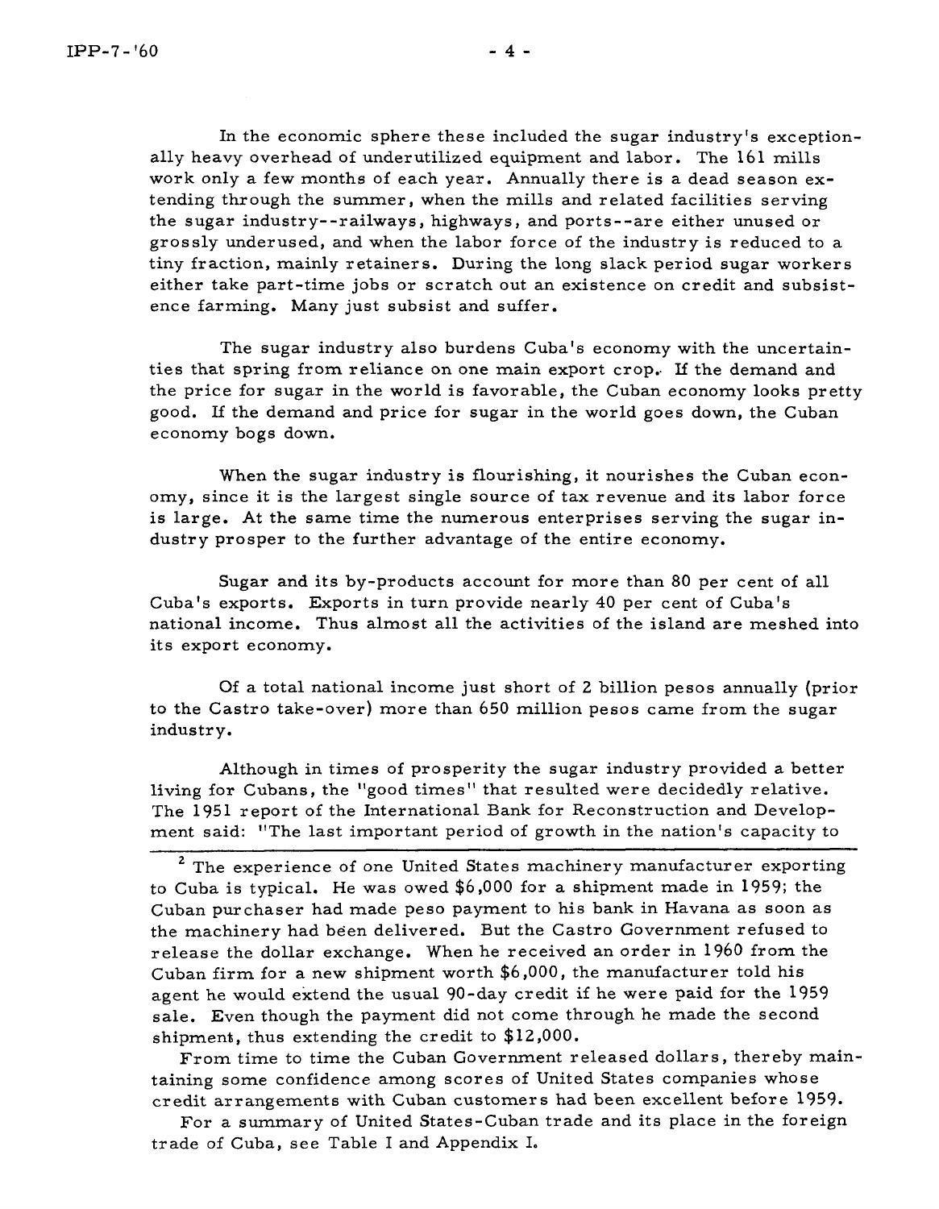In the economic sphere these included the sugar industry's exceptionally heavy overhead of underutilized equipment and labor. The 161 mills work only a few months of each year. Annually there is a dead season extending through the summer, when the mills and related facilities serving the sugar industry--railways, highways, and ports--are either unused or grossly underused, and when the labor force of the industry is reduced to a tiny fraction, mainly retainers. During the long slack period sugar workers either take part-time jobs or scratch out an existence on credit and subsistence farming. Many just subsist and suffer.

The sugar industry also burdens Cuba's economy with the uncertainties that spring from reliance on one main export crop. If the demand and the price for sugar in the world is favorable, the Cuban economy looks pretty good. If the demand and price for sugar in the world goes down, the Cuban economy bogs down.

When the sugar industry is flourishing, it nourishes the Cuban economy, since it is the largest single source of tax revenue and its labor force is large. At the same time the numerous enterprises serving the sugar industry prosper to the further advantage of the entire economy.

Sugar and its by-products account for more than 80 per cent of all Cuba's exports. Exports in turn provide nearly 40 per cent of Cuba's national income. Thus almost all the activities of the island are meshed into its export economy.

Of a total national income just short of 2 billion pesos annually (prior to the Castro take-over) more than 650 million pesos came from the sugar industry.

Although in times of prosperity the sugar industry provided a better living for Cubans, the "good times" that resulted were decidedly relative. The 1951 report of the International Bank for Reconstruction and Development said: "The last important period of growth in the nation's capacity to

---

[2] The experience of one United States machinery manufacturer exporting to Cuba is typical. He was owed $6,000 for a shipment made in 1959; the Cuban purchaser had made peso payment to his bank in Havana as soon as the machinery had been delivered. But the Castro Government refused to release the dollar exchange. When he received an order in 1960 from the Cuban firm for a new shipment worth $6,000, the manufacturer told his agent he would extend the usual 90-day credit if he were paid for the 1959 sale. Even though the payment did not come through he made the second shipment, thus extending the credit to $12,000.

From time to time the Cuban Government released dollars, thereby maintaining some confidence among scores of United States companies whose credit arrangements with Cuban customers had been excellent before 1959.

For a summary of United States-Cuban trade and its place in the foreign trade of Cuba, see Table I and Appendix I.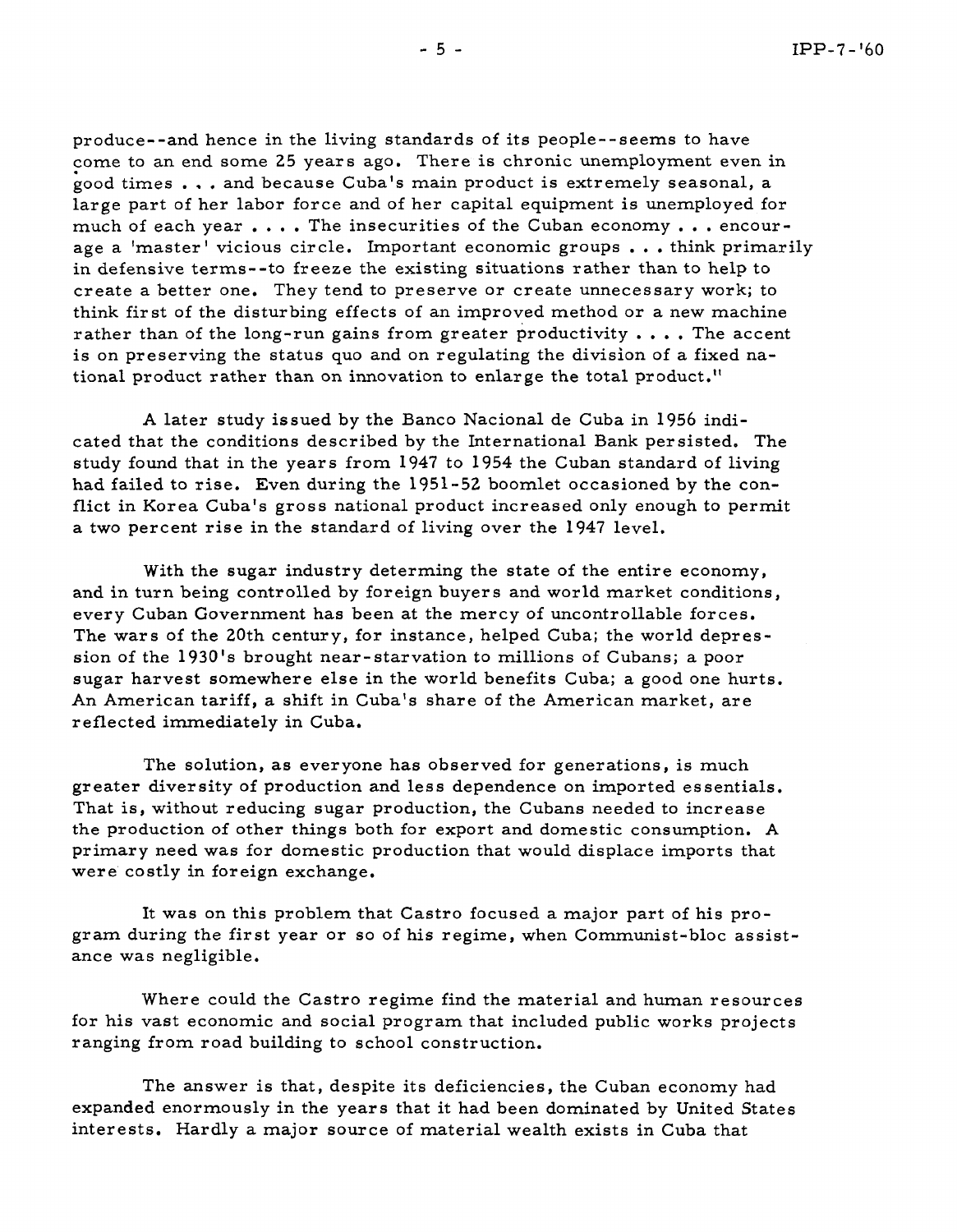produce--and hence in the living standards of its people--seems to have come to an end some 25 years ago. There is chronic unemployment even in good times . . . and because Cuba's main product is extremely seasonal, a large part of her labor force and of her capital equipment is unemployed for much of each year . . . . The insecurities of the Cuban economy . . . encourage a 'master' vicious circle. Important economic groups . . . think primarily in defensive terms--to freeze the existing situations rather than to help to create a better one. They tend to preserve or create unnecessary work; to think first of the disturbing effects of an improved method or a new machine rather than of the long-run gains from greater productivity . . . . The accent is on preserving the status quo and on regulating the division of a fixed national product rather than on innovation to enlarge the total product."

A later study issued by the Banco Nacional de Cuba in 1956 indicated that the conditions described by the International Bank persisted. The study found that in the years from 1947 to 1954 the Cuban standard of living had failed to rise. Even during the 1951-52 boomlet occasioned by the conflict in Korea Cuba's gross national product increased only enough to permit a two percent rise in the standard of living over the 1947 level.

With the sugar industry determing the state of the entire economy, and in turn being controlled by foreign buyers and world market conditions, every Cuban Government has been at the mercy of uncontrollable forces. The wars of the 20th century, for instance, helped Cuba; the world depression of the 1930's brought near-starvation to millions of Cubans; a poor sugar harvest somewhere else in the world benefits Cuba; a good one hurts. An American tariff, a shift in Cuba's share of the American market, are reflected immediately in Cuba.

The solution, as everyone has observed for generations, is much greater diversity of production and less dependence on imported essentials. That is, without reducing sugar production, the Cubans needed to increase the production of other things both for export and domestic consumption. A primary need was for domestic production that would displace imports that were costly in foreign exchange.

It was on this problem that Castro focused a major part of his program during the first year or so of his regime, when Communist-bloc assistance was negligible.

Where could the Castro regime find the material and human resources for his vast economic and social program that included public works projects ranging from road building to school construction.

The answer is that, despite its deficiencies, the Cuban economy had expanded enormously in the years that it had been dominated by United States interests. Hardly a major source of material wealth exists in Cuba that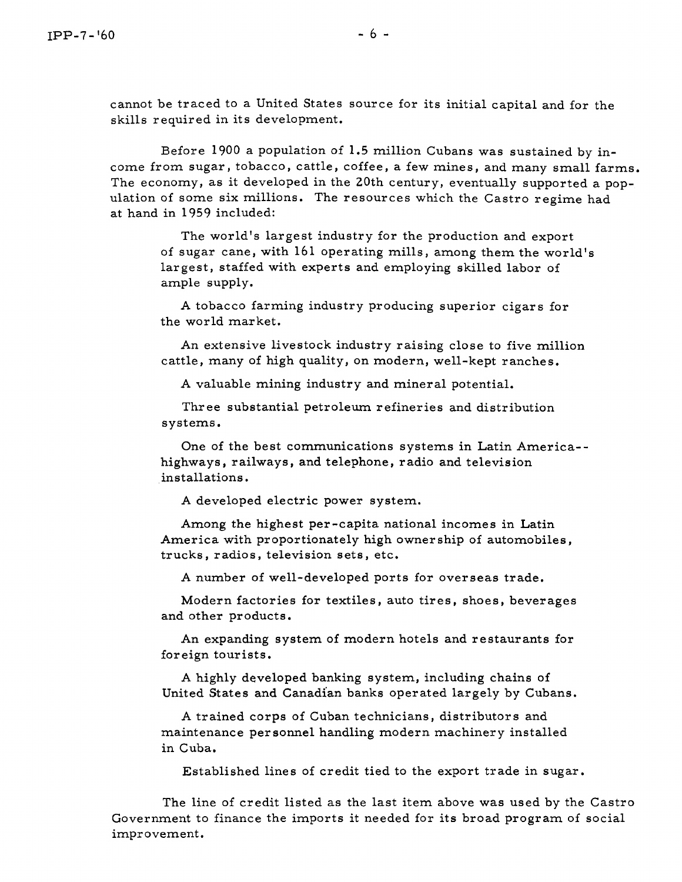cannot be traced to a United States source for its initial capital and for the skills required in its development.

Before 1900 a population of 1.5 million Cubans was sustained by income from sugar, tobacco, cattle, coffee, a few mines, and many small farms. The economy, as it developed in the 20th century, eventually supported a population of some six millions. The resources which the Castro regime had at hand in 1959 included:

> The world's largest industry for the production and export of sugar cane, with 161 operating mills, among them the world's largest, staffed with experts and employing skilled labor of ample supply.
>
> A tobacco farming industry producing superior cigars for the world market.
>
> An extensive livestock industry raising close to five million cattle, many of high quality, on modern, well-kept ranches.
>
> A valuable mining industry and mineral potential.
>
> Three substantial petroleum refineries and distribution systems.
>
> One of the best communications systems in Latin America--highways, railways, and telephone, radio and television installations.
>
> A developed electric power system.
>
> Among the highest per-capita national incomes in Latin America with proportionately high ownership of automobiles, trucks, radios, television sets, etc.
>
> A number of well-developed ports for overseas trade.
>
> Modern factories for textiles, auto tires, shoes, beverages and other products.
>
> An expanding system of modern hotels and restaurants for foreign tourists.
>
> A highly developed banking system, including chains of United States and Canadian banks operated largely by Cubans.
>
> A trained corps of Cuban technicians, distributors and maintenance personnel handling modern machinery installed in Cuba.
>
> Established lines of credit tied to the export trade in sugar.

The line of credit listed as the last item above was used by the Castro Government to finance the imports it needed for its broad program of social improvement.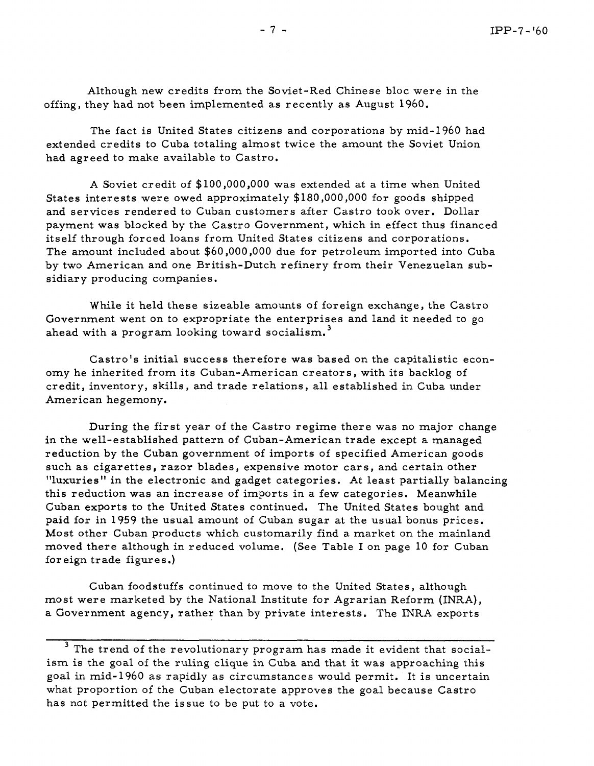Although new credits from the Soviet-Red Chinese bloc were in the offing, they had not been implemented as recently as August 1960.

The fact is United States citizens and corporations by mid-1960 had extended credits to Cuba totaling almost twice the amount the Soviet Union had agreed to make available to Castro.

A Soviet credit of $100,000,000 was extended at a time when United States interests were owed approximately $180,000,000 for goods shipped and services rendered to Cuban customers after Castro took over. Dollar payment was blocked by the Castro Government, which in effect thus financed itself through forced loans from United States citizens and corporations. The amount included about $60,000,000 due for petroleum imported into Cuba by two American and one British-Dutch refinery from their Venezuelan subsidiary producing companies.

While it held these sizeable amounts of foreign exchange, the Castro Government went on to expropriate the enterprises and land it needed to go ahead with a program looking toward socialism.[3]

Castro's initial success therefore was based on the capitalistic economy he inherited from its Cuban-American creators, with its backlog of credit, inventory, skills, and trade relations, all established in Cuba under American hegemony.

During the first year of the Castro regime there was no major change in the well-established pattern of Cuban-American trade except a managed reduction by the Cuban government of imports of specified American goods such as cigarettes, razor blades, expensive motor cars, and certain other "luxuries" in the electronic and gadget categories. At least partially balancing this reduction was an increase of imports in a few categories. Meanwhile Cuban exports to the United States continued. The United States bought and paid for in 1959 the usual amount of Cuban sugar at the usual bonus prices. Most other Cuban products which customarily find a market on the mainland moved there although in reduced volume. (See Table I on page 10 for Cuban foreign trade figures.)

Cuban foodstuffs continued to move to the United States, although most were marketed by the National Institute for Agrarian Reform (INRA), a Government agency, rather than by private interests. The INRA exports

---

[3] The trend of the revolutionary program has made it evident that socialism is the goal of the ruling clique in Cuba and that it was approaching this goal in mid-1960 as rapidly as circumstances would permit. It is uncertain what proportion of the Cuban electorate approves the goal because Castro has not permitted the issue to be put to a vote.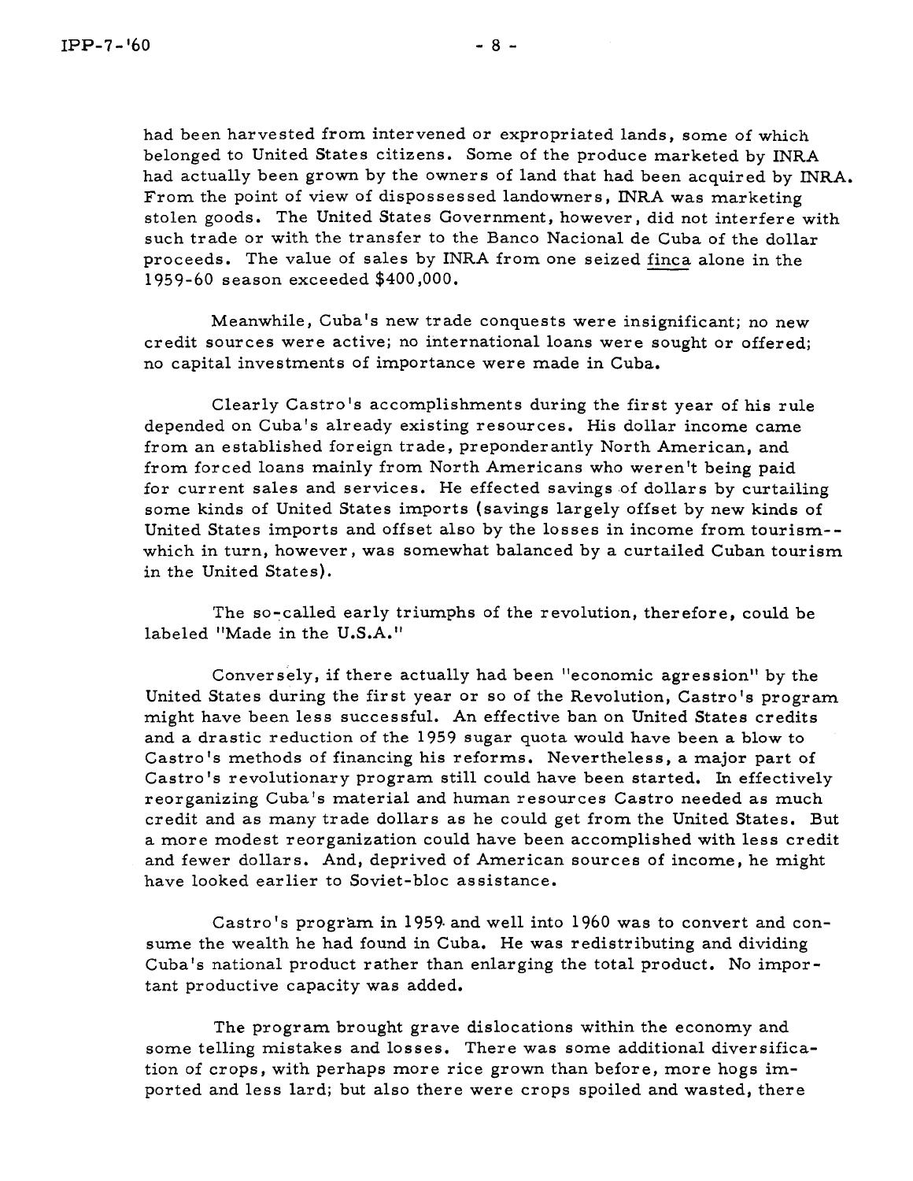had been harvested from intervened or expropriated lands, some of which belonged to United States citizens. Some of the produce marketed by INRA had actually been grown by the owners of land that had been acquired by INRA. From the point of view of dispossessed landowners, INRA was marketing stolen goods. The United States Government, however, did not interfere with such trade or with the transfer to the Banco Nacional de Cuba of the dollar proceeds. The value of sales by INRA from one seized finca alone in the 1959-60 season exceeded $400,000.

Meanwhile, Cuba's new trade conquests were insignificant; no new credit sources were active; no international loans were sought or offered; no capital investments of importance were made in Cuba.

Clearly Castro's accomplishments during the first year of his rule depended on Cuba's already existing resources. His dollar income came from an established foreign trade, preponderantly North American, and from forced loans mainly from North Americans who weren't being paid for current sales and services. He effected savings of dollars by curtailing some kinds of United States imports (savings largely offset by new kinds of United States imports and offset also by the losses in income from tourism--which in turn, however, was somewhat balanced by a curtailed Cuban tourism in the United States).

The so-called early triumphs of the revolution, therefore, could be labeled "Made in the U.S.A."

Conversely, if there actually had been "economic agression" by the United States during the first year or so of the Revolution, Castro's program might have been less successful. An effective ban on United States credits and a drastic reduction of the 1959 sugar quota would have been a blow to Castro's methods of financing his reforms. Nevertheless, a major part of Castro's revolutionary program still could have been started. In effectively reorganizing Cuba's material and human resources Castro needed as much credit and as many trade dollars as he could get from the United States. But a more modest reorganization could have been accomplished with less credit and fewer dollars. And, deprived of American sources of income, he might have looked earlier to Soviet-bloc assistance.

Castro's program in 1959 and well into 1960 was to convert and consume the wealth he had found in Cuba. He was redistributing and dividing Cuba's national product rather than enlarging the total product. No important productive capacity was added.

The program brought grave dislocations within the economy and some telling mistakes and losses. There was some additional diversification of crops, with perhaps more rice grown than before, more hogs imported and less lard; but also there were crops spoiled and wasted, there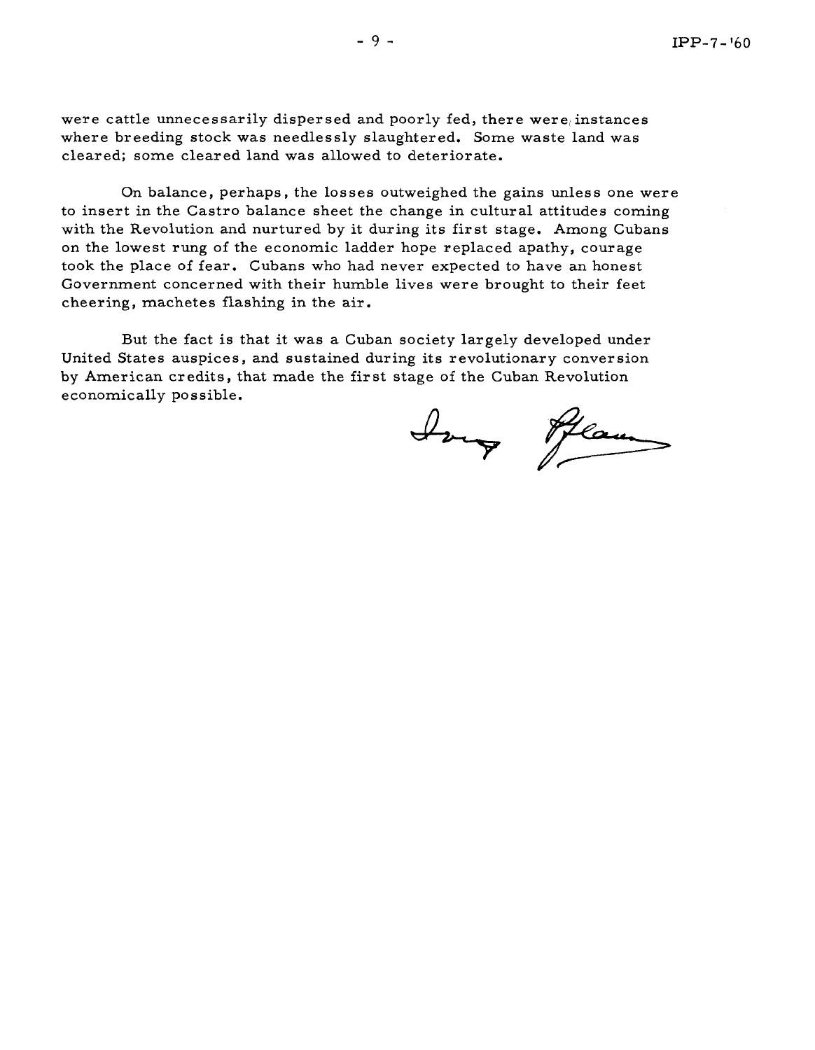were cattle unnecessarily dispersed and poorly fed, there were instances where breeding stock was needlessly slaughtered. Some waste land was cleared; some cleared land was allowed to deteriorate.

On balance, perhaps, the losses outweighed the gains unless one were to insert in the Castro balance sheet the change in cultural attitudes coming with the Revolution and nurtured by it during its first stage. Among Cubans on the lowest rung of the economic ladder hope replaced apathy, courage took the place of fear. Cubans who had never expected to have an honest Government concerned with their humble lives were brought to their feet cheering, machetes flashing in the air.

But the fact is that it was a Cuban society largely developed under United States auspices, and sustained during its revolutionary conversion by American credits, that made the first stage of the Cuban Revolution economically possible.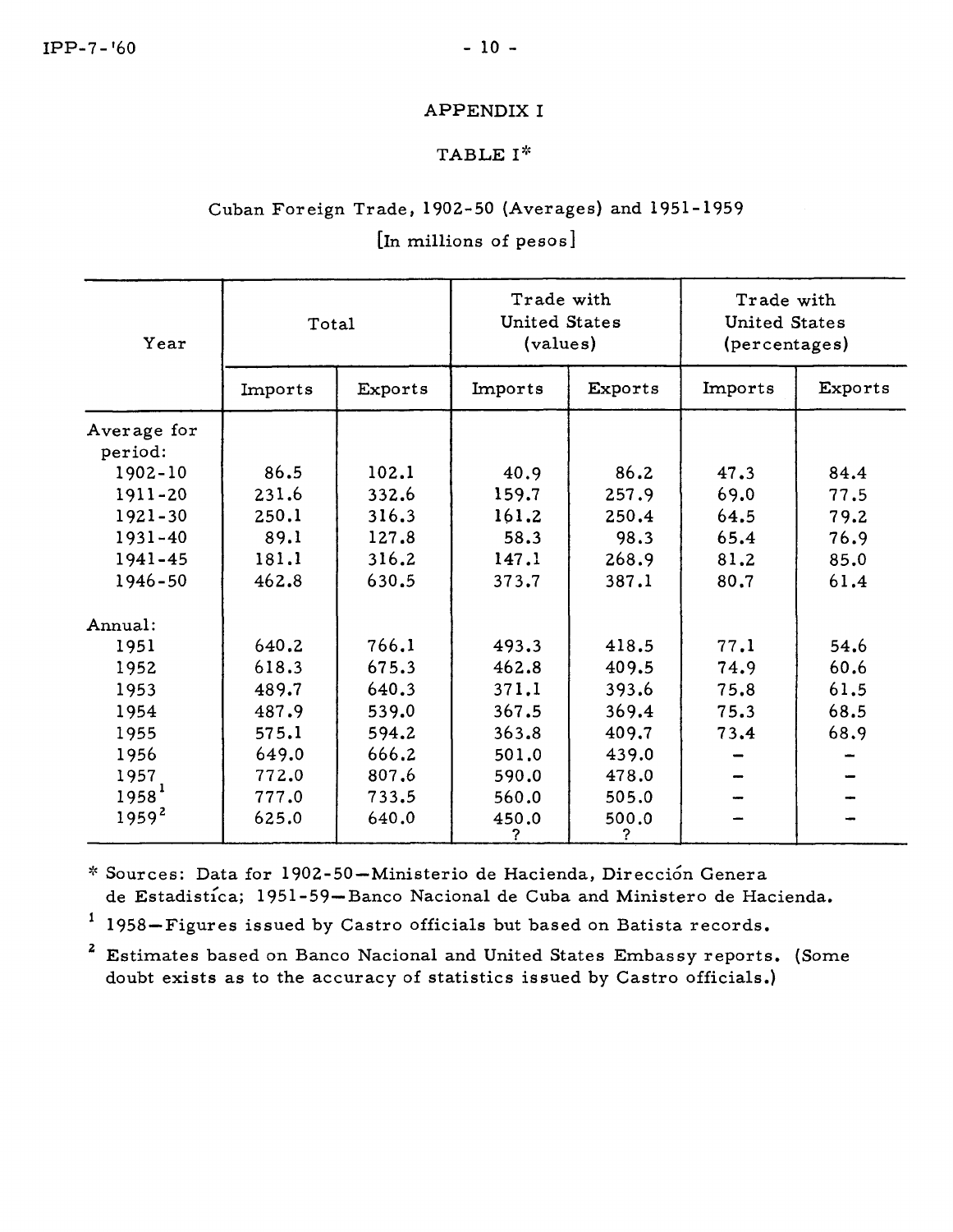## APPENDIX I

### TABLE I*

Cuban Foreign Trade, 1902-50 (Averages) and 1951-1959

[In millions of pesos]

| Year | Total | | Trade with United States (values) | | Trade with United States (percentages) | |
|---|---|---|---|---|---|---|
| | Imports | Exports | Imports | Exports | Imports | Exports |
| Average for period: | | | | | | |
| 1902-10 | 86.5 | 102.1 | 40.9 | 86.2 | 47.3 | 84.4 |
| 1911-20 | 231.6 | 332.6 | 159.7 | 257.9 | 69.0 | 77.5 |
| 1921-30 | 250.1 | 316.3 | 161.2 | 250.4 | 64.5 | 79.2 |
| 1931-40 | 89.1 | 127.8 | 58.3 | 98.3 | 65.4 | 76.9 |
| 1941-45 | 181.1 | 316.2 | 147.1 | 268.9 | 81.2 | 85.0 |
| 1946-50 | 462.8 | 630.5 | 373.7 | 387.1 | 80.7 | 61.4 |
| Annual: | | | | | | |
| 1951 | 640.2 | 766.1 | 493.3 | 418.5 | 77.1 | 54.6 |
| 1952 | 618.3 | 675.3 | 462.8 | 409.5 | 74.9 | 60.6 |
| 1953 | 489.7 | 640.3 | 371.1 | 393.6 | 75.8 | 61.5 |
| 1954 | 487.9 | 539.0 | 367.5 | 369.4 | 75.3 | 68.5 |
| 1955 | 575.1 | 594.2 | 363.8 | 409.7 | 73.4 | 68.9 |
| 1956 | 649.0 | 666.2 | 501.0 | 439.0 | – | – |
| 1957 | 772.0 | 807.6 | 590.0 | 478.0 | – | – |
| 1958[1] | 777.0 | 733.5 | 560.0 | 505.0 | – | – |
| 1959[2] | 625.0 | 640.0 | 450.0 ? | 500.0 ? | – | – |

\* Sources: Data for 1902-50—Ministerio de Hacienda, Dirección Genera de Estadistíca; 1951-59—Banco Nacional de Cuba and Ministero de Hacienda.

[1] 1958—Figures issued by Castro officials but based on Batista records.

[2] Estimates based on Banco Nacional and United States Embassy reports. (Some doubt exists as to the accuracy of statistics issued by Castro officials.)